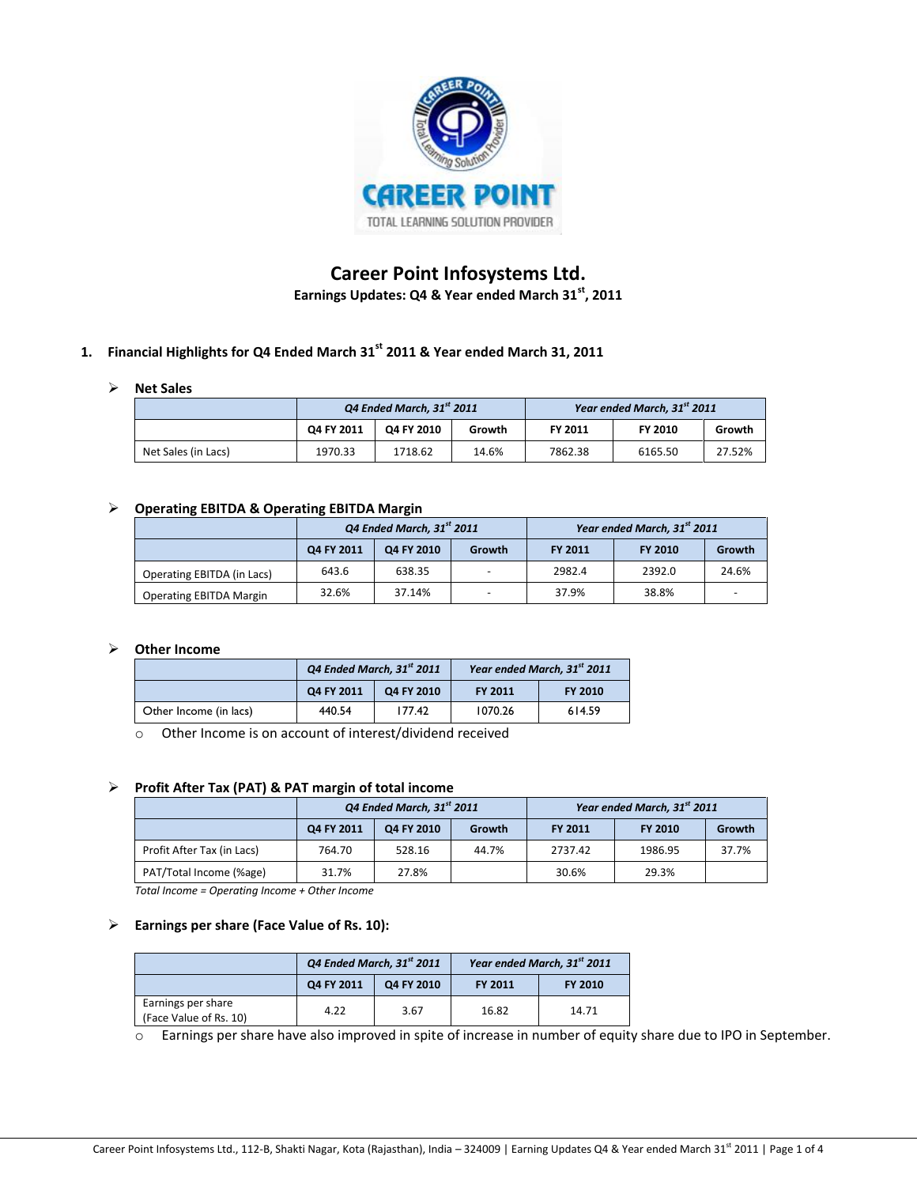# Career Point Infosystems Ltd.

**Earnings Updates: Q4 & Year ended March 31st, 2011**

## 1. Financial Highlights for Q4 Ended March 31st 2011 & Year ended March 31, 2011

- **Net Sales**

| | *Q4 Ended March, 31st 2011* | | | *Year ended March, 31st 2011* | | |
|---|---|---|---|---|---|---|
| | **Q4 FY 2011** | **Q4 FY 2010** | **Growth** | **FY 2011** | **FY 2010** | **Growth** |
| Net Sales (in Lacs) | 1970.33 | 1718.62 | 14.6% | 7862.38 | 6165.50 | 27.52% |

- **Operating EBITDA & Operating EBITDA Margin**

| | *Q4 Ended March, 31st 2011* | | | *Year ended March, 31st 2011* | | |
|---|---|---|---|---|---|---|
| | **Q4 FY 2011** | **Q4 FY 2010** | **Growth** | **FY 2011** | **FY 2010** | **Growth** |
| Operating EBITDA (in Lacs) | 643.6 | 638.35 | - | 2982.4 | 2392.0 | 24.6% |
| Operating EBITDA Margin | 32.6% | 37.14% | - | 37.9% | 38.8% | - |

- **Other Income**

| | *Q4 Ended March, 31st 2011* | | *Year ended March, 31st 2011* | |
|---|---|---|---|---|
| | **Q4 FY 2011** | **Q4 FY 2010** | **FY 2011** | **FY 2010** |
| Other Income (in lacs) | 440.54 | 177.42 | 1070.26 | 614.59 |

  - Other Income is on account of interest/dividend received

- **Profit After Tax (PAT) & PAT margin of total income**

| | *Q4 Ended March, 31st 2011* | | | *Year ended March, 31st 2011* | | |
|---|---|---|---|---|---|---|
| | **Q4 FY 2011** | **Q4 FY 2010** | **Growth** | **FY 2011** | **FY 2010** | **Growth** |
| Profit After Tax (in Lacs) | 764.70 | 528.16 | 44.7% | 2737.42 | 1986.95 | 37.7% |
| PAT/Total Income (%age) | 31.7% | 27.8% | | 30.6% | 29.3% | |

*Total Income = Operating Income + Other Income*

- **Earnings per share (Face Value of Rs. 10):**

| | *Q4 Ended March, 31st 2011* | | *Year ended March, 31st 2011* | |
|---|---|---|---|---|
| | **Q4 FY 2011** | **Q4 FY 2010** | **FY 2011** | **FY 2010** |
| Earnings per share (Face Value of Rs. 10) | 4.22 | 3.67 | 16.82 | 14.71 |

  - Earnings per share have also improved in spite of increase in number of equity share due to IPO in September.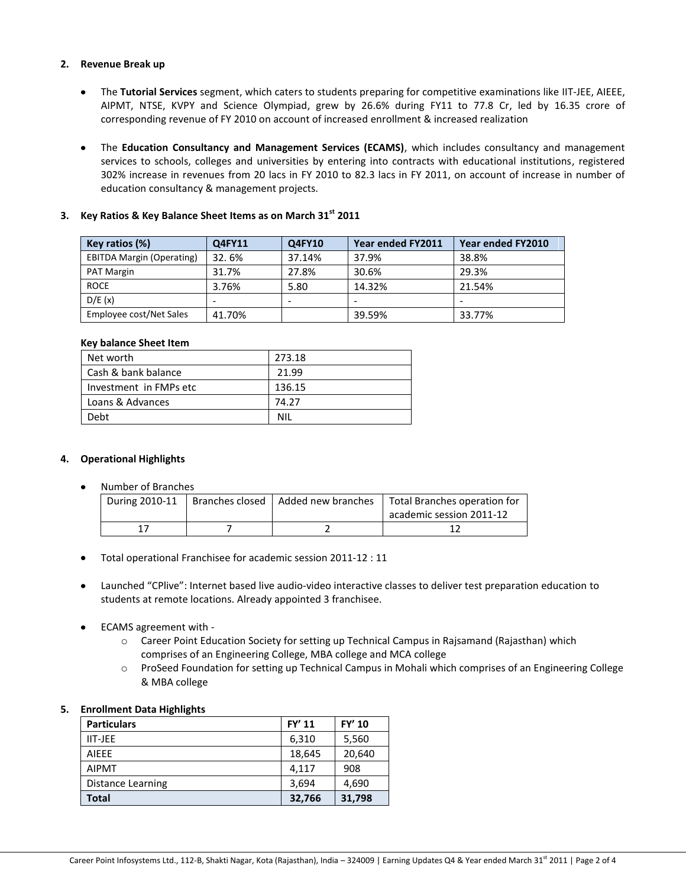## 2. Revenue Break up

- The **Tutorial Services** segment, which caters to students preparing for competitive examinations like IIT-JEE, AIEEE, AIPMT, NTSE, KVPY and Science Olympiad, grew by 26.6% during FY11 to 77.8 Cr, led by 16.35 crore of corresponding revenue of FY 2010 on account of increased enrollment & increased realization

- The **Education Consultancy and Management Services (ECAMS)**, which includes consultancy and management services to schools, colleges and universities by entering into contracts with educational institutions, registered 302% increase in revenues from 20 lacs in FY 2010 to 82.3 lacs in FY 2011, on account of increase in number of education consultancy & management projects.

## 3. Key Ratios & Key Balance Sheet Items as on March 31st 2011

| Key ratios (%) | Q4FY11 | Q4FY10 | Year ended FY2011 | Year ended FY2010 |
|---|---|---|---|---|
| EBITDA Margin (Operating) | 32. 6% | 37.14% | 37.9% | 38.8% |
| PAT Margin | 31.7% | 27.8% | 30.6% | 29.3% |
| ROCE | 3.76% | 5.80 | 14.32% | 21.54% |
| D/E (x) | - | - | - | - |
| Employee cost/Net Sales | 41.70% | | 39.59% | 33.77% |

**Key balance Sheet Item**

| Net worth | 273.18 |
|---|---|
| Cash & bank balance | 21.99 |
| Investment in FMPs etc | 136.15 |
| Loans & Advances | 74.27 |
| Debt | NIL |

## 4. Operational Highlights

- Number of Branches

| During 2010-11 | Branches closed | Added new branches | Total Branches operation for academic session 2011-12 |
|---|---|---|---|
| 17 | 7 | 2 | 12 |

- Total operational Franchisee for academic session 2011-12 : 11

- Launched "CPlive": Internet based live audio-video interactive classes to deliver test preparation education to students at remote locations. Already appointed 3 franchisee.

- ECAMS agreement with -
  - Career Point Education Society for setting up Technical Campus in Rajsamand (Rajasthan) which comprises of an Engineering College, MBA college and MCA college
  - ProSeed Foundation for setting up Technical Campus in Mohali which comprises of an Engineering College & MBA college

## 5. Enrollment Data Highlights

| Particulars | FY' 11 | FY' 10 |
|---|---|---|
| IIT-JEE | 6,310 | 5,560 |
| AIEEE | 18,645 | 20,640 |
| AIPMT | 4,117 | 908 |
| Distance Learning | 3,694 | 4,690 |
| **Total** | **32,766** | **31,798** |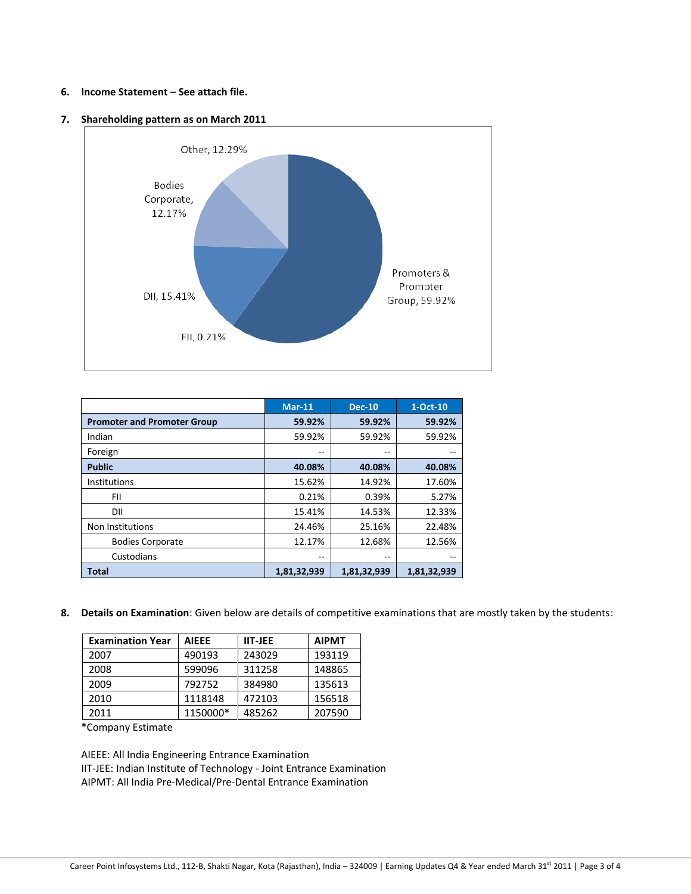6. **Income Statement – See attach file.**

7. **Shareholding pattern as on March 2011**

Other, 12.29%

Bodies Corporate, 12.17%

DII, 15.41%

FII, 0.21%

Promoters & Promoter Group, 59.92%

| | Mar-11 | Dec-10 | 1-Oct-10 |
|---|---|---|---|
| **Promoter and Promoter Group** | **59.92%** | **59.92%** | **59.92%** |
| Indian | 59.92% | 59.92% | 59.92% |
| Foreign | -- | -- | -- |
| **Public** | **40.08%** | **40.08%** | **40.08%** |
| Institutions | 15.62% | 14.92% | 17.60% |
| FII | 0.21% | 0.39% | 5.27% |
| DII | 15.41% | 14.53% | 12.33% |
| Non Institutions | 24.46% | 25.16% | 22.48% |
| Bodies Corporate | 12.17% | 12.68% | 12.56% |
| Custodians | -- | -- | -- |
| **Total** | **1,81,32,939** | **1,81,32,939** | **1,81,32,939** |

8. **Details on Examination**: Given below are details of competitive examinations that are mostly taken by the students:

| Examination Year | AIEEE | IIT-JEE | AIPMT |
|---|---|---|---|
| 2007 | 490193 | 243029 | 193119 |
| 2008 | 599096 | 311258 | 148865 |
| 2009 | 792752 | 384980 | 135613 |
| 2010 | 1118148 | 472103 | 156518 |
| 2011 | 1150000* | 485262 | 207590 |

*Company Estimate

AIEEE: All India Engineering Entrance Examination
IIT-JEE: Indian Institute of Technology - Joint Entrance Examination
AIPMT: All India Pre-Medical/Pre-Dental Entrance Examination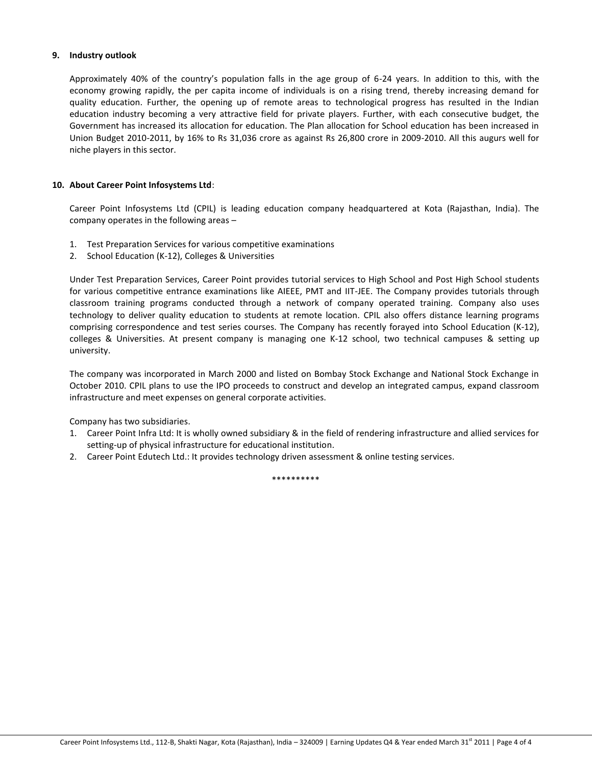**9. Industry outlook**

Approximately 40% of the country's population falls in the age group of 6-24 years. In addition to this, with the economy growing rapidly, the per capita income of individuals is on a rising trend, thereby increasing demand for quality education. Further, the opening up of remote areas to technological progress has resulted in the Indian education industry becoming a very attractive field for private players. Further, with each consecutive budget, the Government has increased its allocation for education. The Plan allocation for School education has been increased in Union Budget 2010-2011, by 16% to Rs 31,036 crore as against Rs 26,800 crore in 2009-2010. All this augurs well for niche players in this sector.

**10. About Career Point Infosystems Ltd**:

Career Point Infosystems Ltd (CPIL) is leading education company headquartered at Kota (Rajasthan, India). The company operates in the following areas –

1. Test Preparation Services for various competitive examinations
2. School Education (K-12), Colleges & Universities

Under Test Preparation Services, Career Point provides tutorial services to High School and Post High School students for various competitive entrance examinations like AIEEE, PMT and IIT-JEE. The Company provides tutorials through classroom training programs conducted through a network of company operated training. Company also uses technology to deliver quality education to students at remote location. CPIL also offers distance learning programs comprising correspondence and test series courses. The Company has recently forayed into School Education (K-12), colleges & Universities. At present company is managing one K-12 school, two technical campuses & setting up university.

The company was incorporated in March 2000 and listed on Bombay Stock Exchange and National Stock Exchange in October 2010. CPIL plans to use the IPO proceeds to construct and develop an integrated campus, expand classroom infrastructure and meet expenses on general corporate activities.

Company has two subsidiaries.

1. Career Point Infra Ltd: It is wholly owned subsidiary & in the field of rendering infrastructure and allied services for setting-up of physical infrastructure for educational institution.
2. Career Point Edutech Ltd.: It provides technology driven assessment & online testing services.

**********